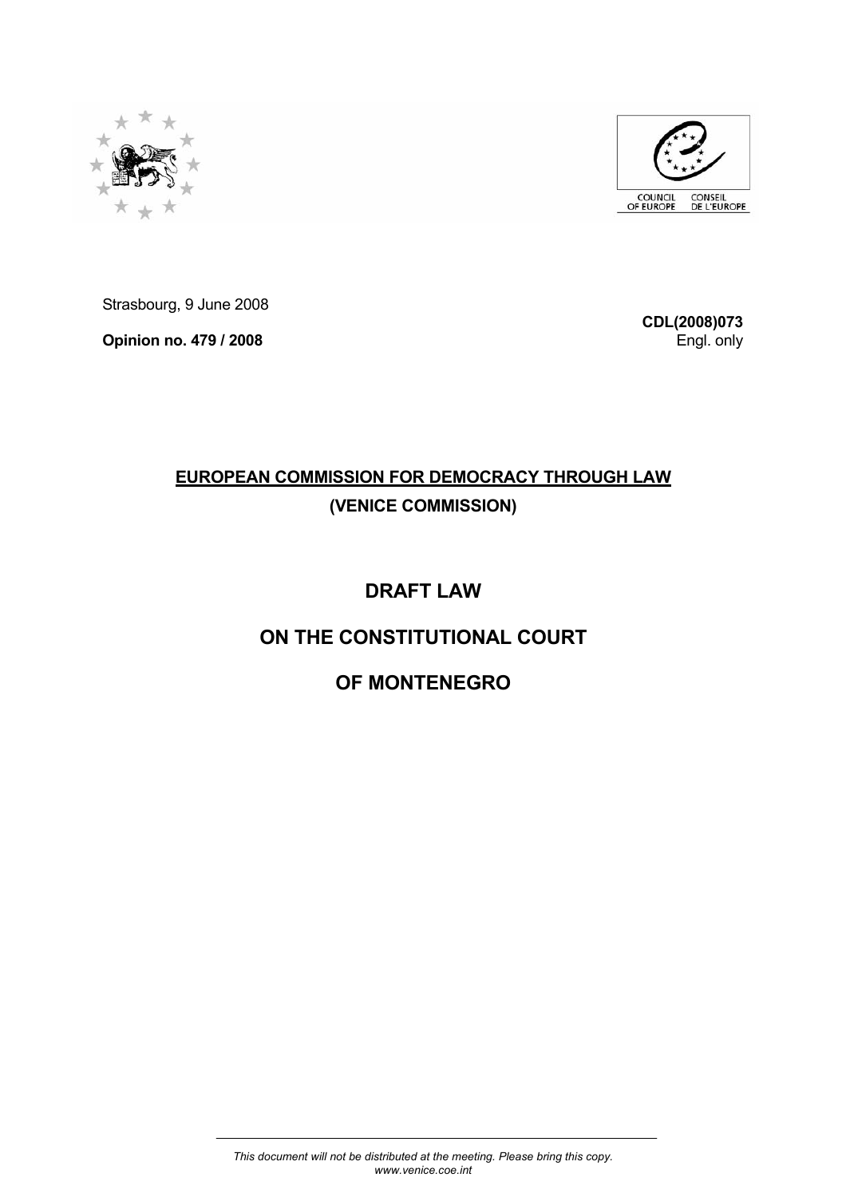Strasbourg, 9 June 2008

**Opinion no. 479 / 2008**

**CDL(2008)073**
Engl. only

**EUROPEAN COMMISSION FOR DEMOCRACY THROUGH LAW**

**(VENICE COMMISSION)**

# DRAFT LAW

# ON THE CONSTITUTIONAL COURT

# OF MONTENEGRO

*This document will not be distributed at the meeting. Please bring this copy.*
*www.venice.coe.int*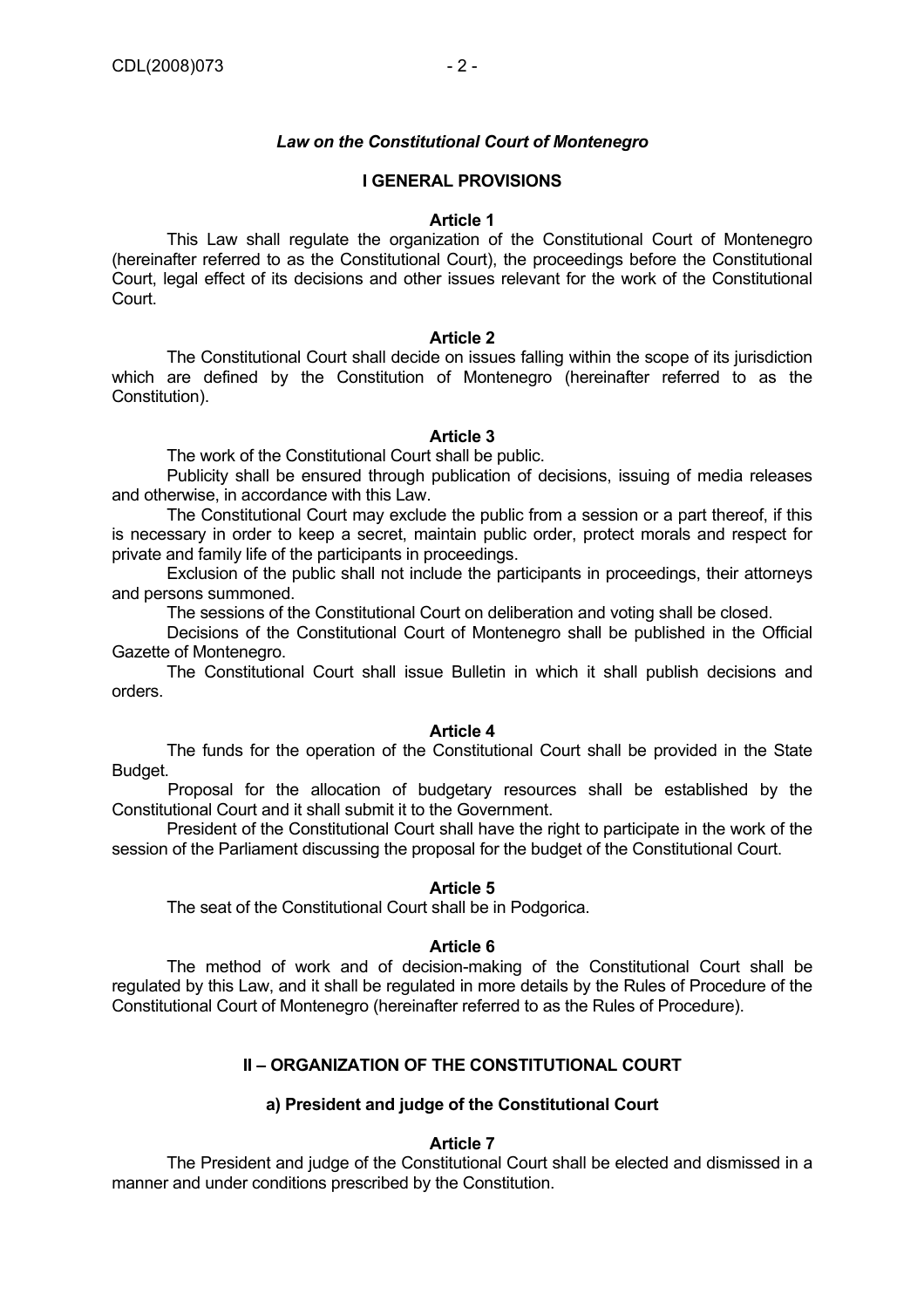*Law on the Constitutional Court of Montenegro*

## I GENERAL PROVISIONS

### Article 1

This Law shall regulate the organization of the Constitutional Court of Montenegro (hereinafter referred to as the Constitutional Court), the proceedings before the Constitutional Court, legal effect of its decisions and other issues relevant for the work of the Constitutional Court.

### Article 2

The Constitutional Court shall decide on issues falling within the scope of its jurisdiction which are defined by the Constitution of Montenegro (hereinafter referred to as the Constitution).

### Article 3

The work of the Constitutional Court shall be public.

Publicity shall be ensured through publication of decisions, issuing of media releases and otherwise, in accordance with this Law.

The Constitutional Court may exclude the public from a session or a part thereof, if this is necessary in order to keep a secret, maintain public order, protect morals and respect for private and family life of the participants in proceedings.

Exclusion of the public shall not include the participants in proceedings, their attorneys and persons summoned.

The sessions of the Constitutional Court on deliberation and voting shall be closed.

Decisions of the Constitutional Court of Montenegro shall be published in the Official Gazette of Montenegro.

The Constitutional Court shall issue Bulletin in which it shall publish decisions and orders.

### Article 4

The funds for the operation of the Constitutional Court shall be provided in the State Budget.

Proposal for the allocation of budgetary resources shall be established by the Constitutional Court and it shall submit it to the Government.

President of the Constitutional Court shall have the right to participate in the work of the session of the Parliament discussing the proposal for the budget of the Constitutional Court.

### Article 5

The seat of the Constitutional Court shall be in Podgorica.

### Article 6

The method of work and of decision-making of the Constitutional Court shall be regulated by this Law, and it shall be regulated in more details by the Rules of Procedure of the Constitutional Court of Montenegro (hereinafter referred to as the Rules of Procedure).

## II – ORGANIZATION OF THE CONSTITUTIONAL COURT

### a) President and judge of the Constitutional Court

### Article 7

The President and judge of the Constitutional Court shall be elected and dismissed in a manner and under conditions prescribed by the Constitution.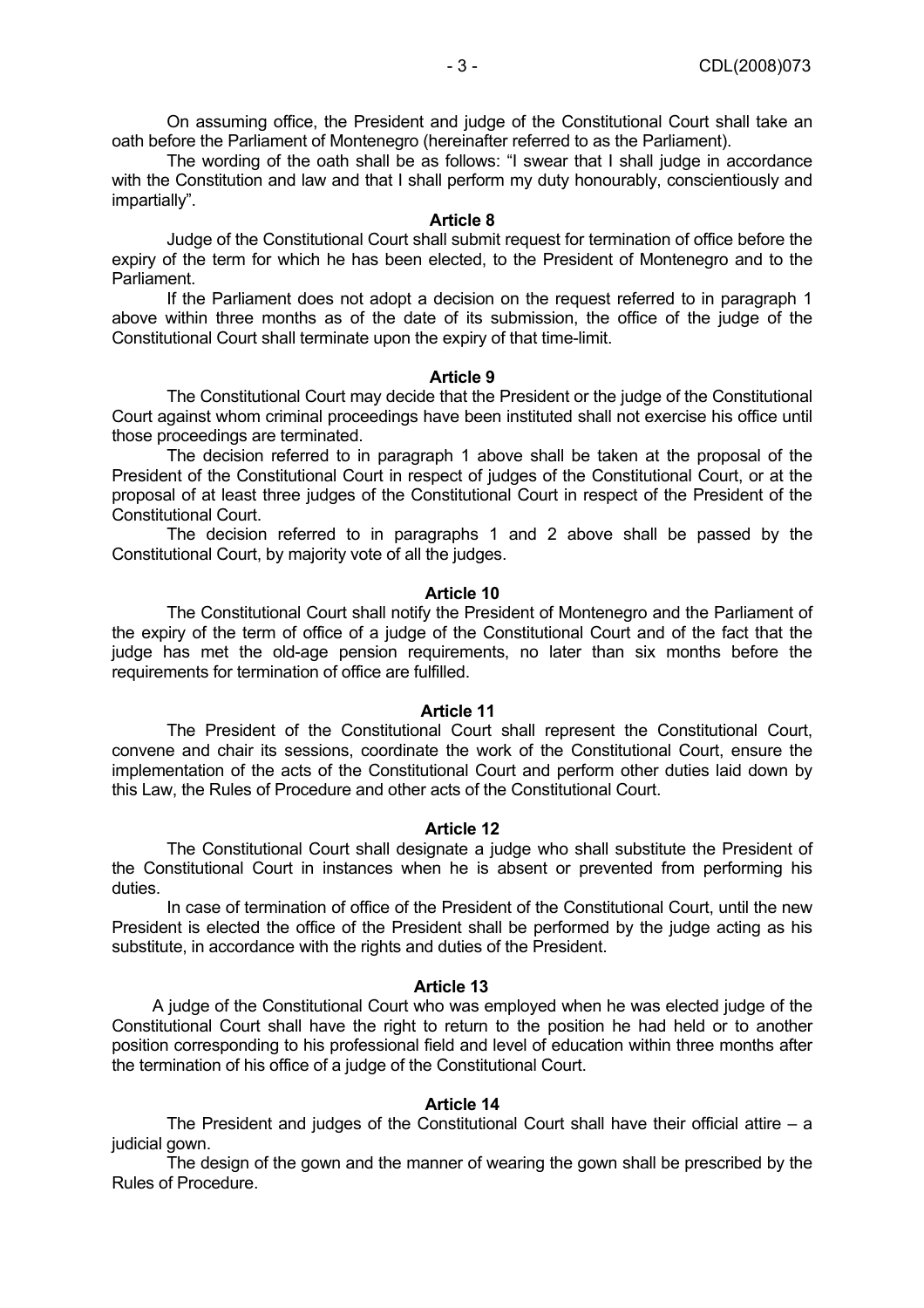On assuming office, the President and judge of the Constitutional Court shall take an oath before the Parliament of Montenegro (hereinafter referred to as the Parliament).

The wording of the oath shall be as follows: "I swear that I shall judge in accordance with the Constitution and law and that I shall perform my duty honourably, conscientiously and impartially".

**Article 8**

Judge of the Constitutional Court shall submit request for termination of office before the expiry of the term for which he has been elected, to the President of Montenegro and to the Parliament.

If the Parliament does not adopt a decision on the request referred to in paragraph 1 above within three months as of the date of its submission, the office of the judge of the Constitutional Court shall terminate upon the expiry of that time-limit.

**Article 9**

The Constitutional Court may decide that the President or the judge of the Constitutional Court against whom criminal proceedings have been instituted shall not exercise his office until those proceedings are terminated.

The decision referred to in paragraph 1 above shall be taken at the proposal of the President of the Constitutional Court in respect of judges of the Constitutional Court, or at the proposal of at least three judges of the Constitutional Court in respect of the President of the Constitutional Court.

The decision referred to in paragraphs 1 and 2 above shall be passed by the Constitutional Court, by majority vote of all the judges.

**Article 10**

The Constitutional Court shall notify the President of Montenegro and the Parliament of the expiry of the term of office of a judge of the Constitutional Court and of the fact that the judge has met the old-age pension requirements, no later than six months before the requirements for termination of office are fulfilled.

**Article 11**

The President of the Constitutional Court shall represent the Constitutional Court, convene and chair its sessions, coordinate the work of the Constitutional Court, ensure the implementation of the acts of the Constitutional Court and perform other duties laid down by this Law, the Rules of Procedure and other acts of the Constitutional Court.

**Article 12**

The Constitutional Court shall designate a judge who shall substitute the President of the Constitutional Court in instances when he is absent or prevented from performing his duties.

In case of termination of office of the President of the Constitutional Court, until the new President is elected the office of the President shall be performed by the judge acting as his substitute, in accordance with the rights and duties of the President.

**Article 13**

A judge of the Constitutional Court who was employed when he was elected judge of the Constitutional Court shall have the right to return to the position he had held or to another position corresponding to his professional field and level of education within three months after the termination of his office of a judge of the Constitutional Court.

**Article 14**

The President and judges of the Constitutional Court shall have their official attire – a judicial gown.

The design of the gown and the manner of wearing the gown shall be prescribed by the Rules of Procedure.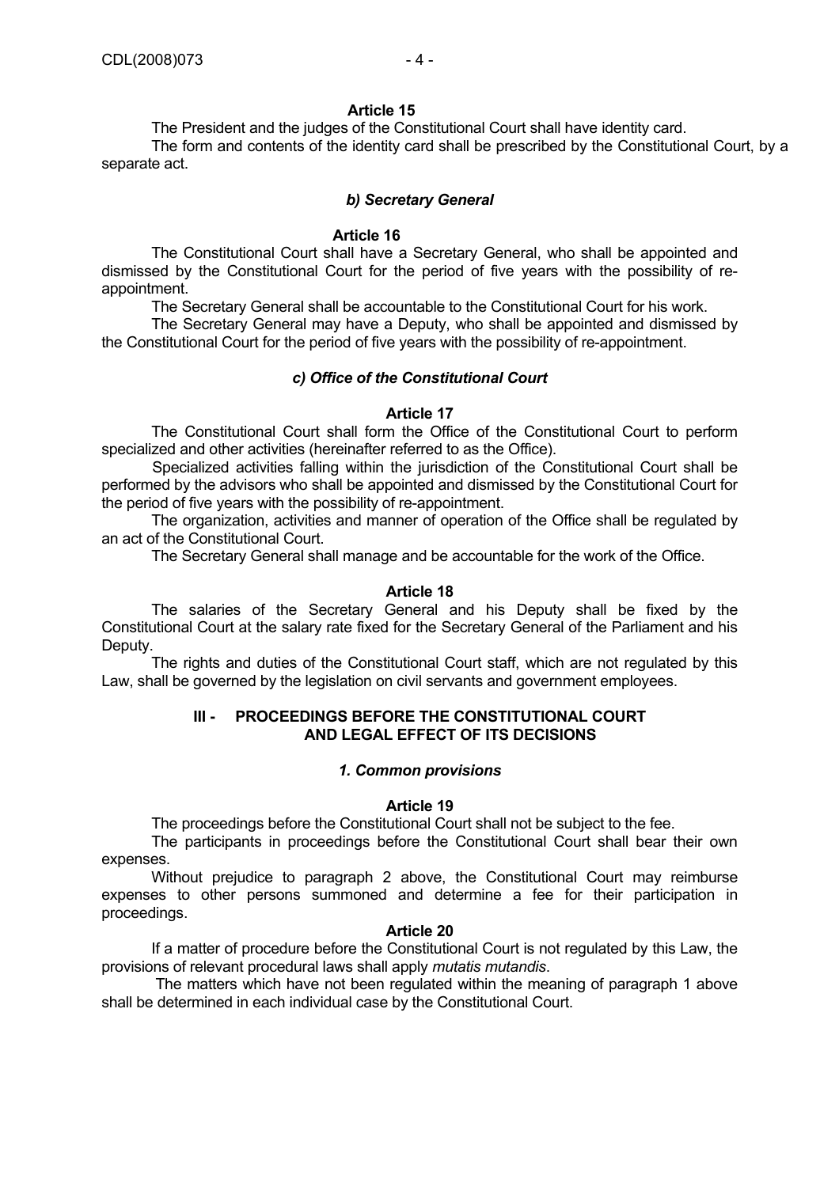**Article 15**

The President and the judges of the Constitutional Court shall have identity card.

The form and contents of the identity card shall be prescribed by the Constitutional Court, by a separate act.

### *b) Secretary General*

**Article 16**

The Constitutional Court shall have a Secretary General, who shall be appointed and dismissed by the Constitutional Court for the period of five years with the possibility of re-appointment.

The Secretary General shall be accountable to the Constitutional Court for his work.

The Secretary General may have a Deputy, who shall be appointed and dismissed by the Constitutional Court for the period of five years with the possibility of re-appointment.

### *c) Office of the Constitutional Court*

**Article 17**

The Constitutional Court shall form the Office of the Constitutional Court to perform specialized and other activities (hereinafter referred to as the Office).

Specialized activities falling within the jurisdiction of the Constitutional Court shall be performed by the advisors who shall be appointed and dismissed by the Constitutional Court for the period of five years with the possibility of re-appointment.

The organization, activities and manner of operation of the Office shall be regulated by an act of the Constitutional Court.

The Secretary General shall manage and be accountable for the work of the Office.

**Article 18**

The salaries of the Secretary General and his Deputy shall be fixed by the Constitutional Court at the salary rate fixed for the Secretary General of the Parliament and his Deputy.

The rights and duties of the Constitutional Court staff, which are not regulated by this Law, shall be governed by the legislation on civil servants and government employees.

## III - PROCEEDINGS BEFORE THE CONSTITUTIONAL COURT AND LEGAL EFFECT OF ITS DECISIONS

### *1. Common provisions*

**Article 19**

The proceedings before the Constitutional Court shall not be subject to the fee.

The participants in proceedings before the Constitutional Court shall bear their own expenses.

Without prejudice to paragraph 2 above, the Constitutional Court may reimburse expenses to other persons summoned and determine a fee for their participation in proceedings.

**Article 20**

If a matter of procedure before the Constitutional Court is not regulated by this Law, the provisions of relevant procedural laws shall apply *mutatis mutandis*.

The matters which have not been regulated within the meaning of paragraph 1 above shall be determined in each individual case by the Constitutional Court.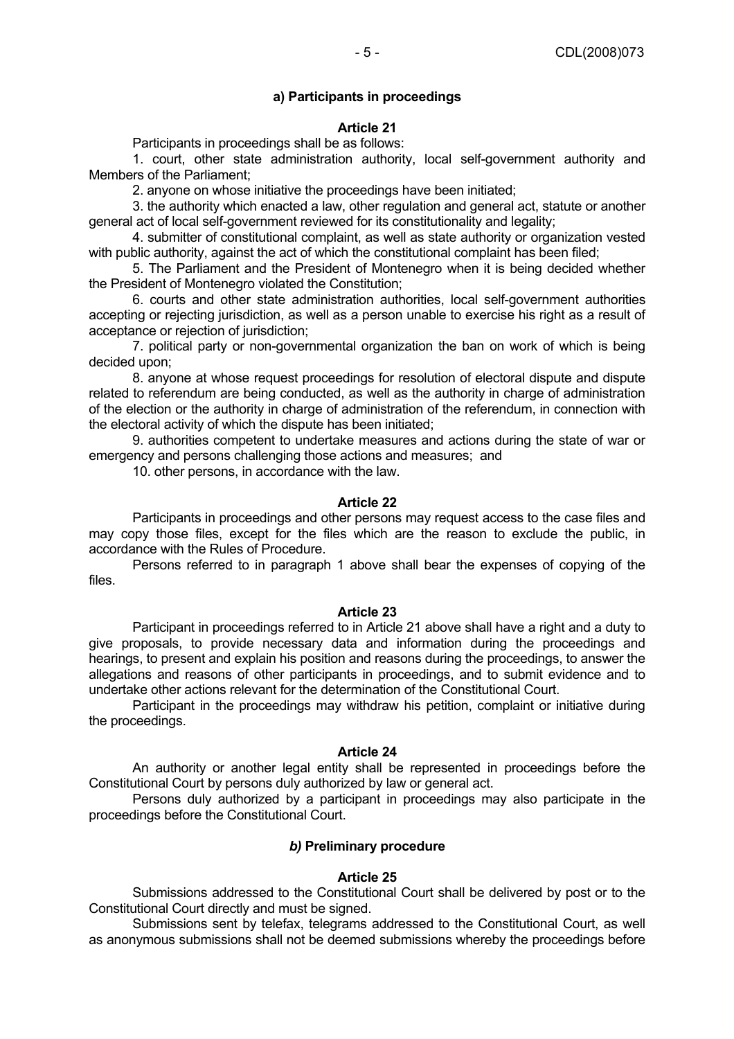**a) Participants in proceedings**

**Article 21**

Participants in proceedings shall be as follows:

1. court, other state administration authority, local self-government authority and Members of the Parliament;

2. anyone on whose initiative the proceedings have been initiated;

3. the authority which enacted a law, other regulation and general act, statute or another general act of local self-government reviewed for its constitutionality and legality;

4. submitter of constitutional complaint, as well as state authority or organization vested with public authority, against the act of which the constitutional complaint has been filed;

5. The Parliament and the President of Montenegro when it is being decided whether the President of Montenegro violated the Constitution;

6. courts and other state administration authorities, local self-government authorities accepting or rejecting jurisdiction, as well as a person unable to exercise his right as a result of acceptance or rejection of jurisdiction;

7. political party or non-governmental organization the ban on work of which is being decided upon;

8. anyone at whose request proceedings for resolution of electoral dispute and dispute related to referendum are being conducted, as well as the authority in charge of administration of the election or the authority in charge of administration of the referendum, in connection with the electoral activity of which the dispute has been initiated;

9. authorities competent to undertake measures and actions during the state of war or emergency and persons challenging those actions and measures; and

10. other persons, in accordance with the law.

**Article 22**

Participants in proceedings and other persons may request access to the case files and may copy those files, except for the files which are the reason to exclude the public, in accordance with the Rules of Procedure.

Persons referred to in paragraph 1 above shall bear the expenses of copying of the files.

**Article 23**

Participant in proceedings referred to in Article 21 above shall have a right and a duty to give proposals, to provide necessary data and information during the proceedings and hearings, to present and explain his position and reasons during the proceedings, to answer the allegations and reasons of other participants in proceedings, and to submit evidence and to undertake other actions relevant for the determination of the Constitutional Court.

Participant in the proceedings may withdraw his petition, complaint or initiative during the proceedings.

**Article 24**

An authority or another legal entity shall be represented in proceedings before the Constitutional Court by persons duly authorized by law or general act.

Persons duly authorized by a participant in proceedings may also participate in the proceedings before the Constitutional Court.

***b)* Preliminary procedure**

**Article 25**

Submissions addressed to the Constitutional Court shall be delivered by post or to the Constitutional Court directly and must be signed.

Submissions sent by telefax, telegrams addressed to the Constitutional Court, as well as anonymous submissions shall not be deemed submissions whereby the proceedings before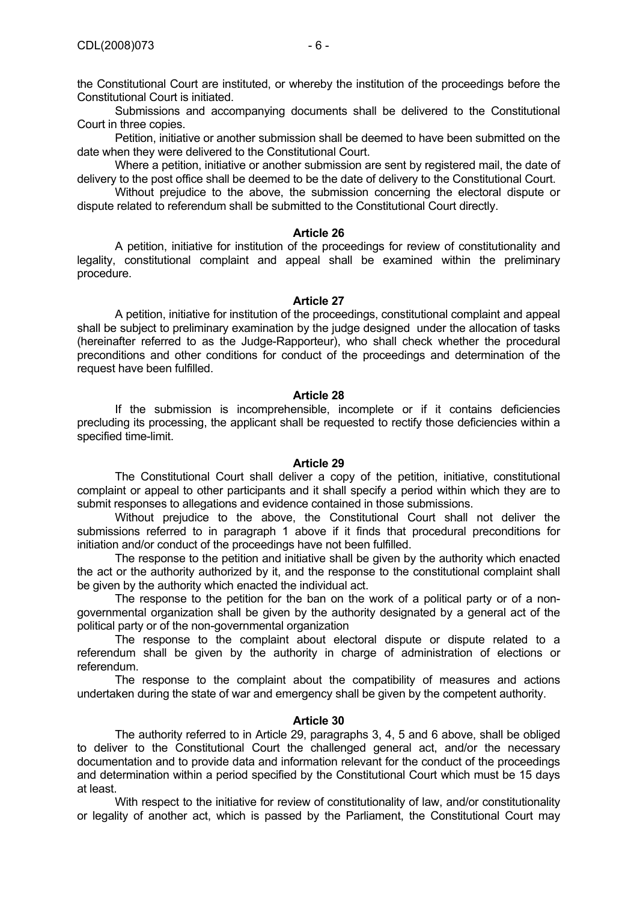the Constitutional Court are instituted, or whereby the institution of the proceedings before the Constitutional Court is initiated.

Submissions and accompanying documents shall be delivered to the Constitutional Court in three copies.

Petition, initiative or another submission shall be deemed to have been submitted on the date when they were delivered to the Constitutional Court.

Where a petition, initiative or another submission are sent by registered mail, the date of delivery to the post office shall be deemed to be the date of delivery to the Constitutional Court.

Without prejudice to the above, the submission concerning the electoral dispute or dispute related to referendum shall be submitted to the Constitutional Court directly.

**Article 26**

A petition, initiative for institution of the proceedings for review of constitutionality and legality, constitutional complaint and appeal shall be examined within the preliminary procedure.

**Article 27**

A petition, initiative for institution of the proceedings, constitutional complaint and appeal shall be subject to preliminary examination by the judge designed under the allocation of tasks (hereinafter referred to as the Judge-Rapporteur), who shall check whether the procedural preconditions and other conditions for conduct of the proceedings and determination of the request have been fulfilled.

**Article 28**

If the submission is incomprehensible, incomplete or if it contains deficiencies precluding its processing, the applicant shall be requested to rectify those deficiencies within a specified time-limit.

**Article 29**

The Constitutional Court shall deliver a copy of the petition, initiative, constitutional complaint or appeal to other participants and it shall specify a period within which they are to submit responses to allegations and evidence contained in those submissions.

Without prejudice to the above, the Constitutional Court shall not deliver the submissions referred to in paragraph 1 above if it finds that procedural preconditions for initiation and/or conduct of the proceedings have not been fulfilled.

The response to the petition and initiative shall be given by the authority which enacted the act or the authority authorized by it, and the response to the constitutional complaint shall be given by the authority which enacted the individual act.

The response to the petition for the ban on the work of a political party or of a non-governmental organization shall be given by the authority designated by a general act of the political party or of the non-governmental organization

The response to the complaint about electoral dispute or dispute related to a referendum shall be given by the authority in charge of administration of elections or referendum.

The response to the complaint about the compatibility of measures and actions undertaken during the state of war and emergency shall be given by the competent authority.

**Article 30**

The authority referred to in Article 29, paragraphs 3, 4, 5 and 6 above, shall be obliged to deliver to the Constitutional Court the challenged general act, and/or the necessary documentation and to provide data and information relevant for the conduct of the proceedings and determination within a period specified by the Constitutional Court which must be 15 days at least.

With respect to the initiative for review of constitutionality of law, and/or constitutionality or legality of another act, which is passed by the Parliament, the Constitutional Court may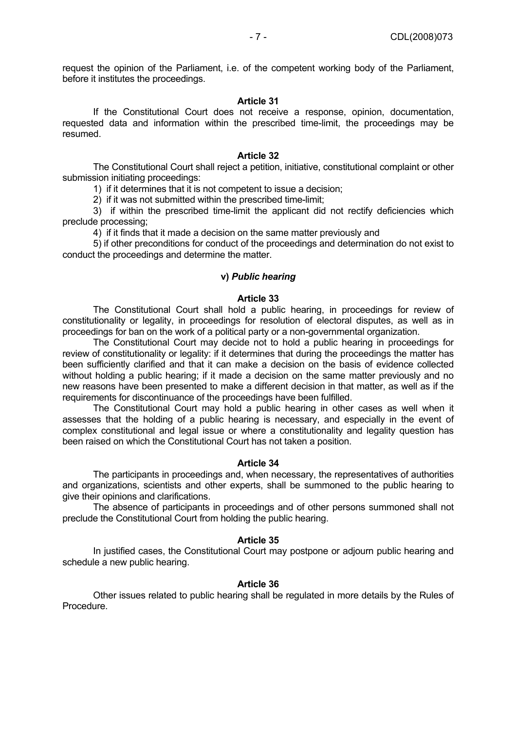request the opinion of the Parliament, i.e. of the competent working body of the Parliament, before it institutes the proceedings.

**Article 31**

If the Constitutional Court does not receive a response, opinion, documentation, requested data and information within the prescribed time-limit, the proceedings may be resumed.

**Article 32**

The Constitutional Court shall reject a petition, initiative, constitutional complaint or other submission initiating proceedings:

1) if it determines that it is not competent to issue a decision;

2) if it was not submitted within the prescribed time-limit;

3) if within the prescribed time-limit the applicant did not rectify deficiencies which preclude processing;

4) if it finds that it made a decision on the same matter previously and

5) if other preconditions for conduct of the proceedings and determination do not exist to conduct the proceedings and determine the matter.

**v) *Public hearing***

**Article 33**

The Constitutional Court shall hold a public hearing, in proceedings for review of constitutionality or legality, in proceedings for resolution of electoral disputes, as well as in proceedings for ban on the work of a political party or a non-governmental organization.

The Constitutional Court may decide not to hold a public hearing in proceedings for review of constitutionality or legality: if it determines that during the proceedings the matter has been sufficiently clarified and that it can make a decision on the basis of evidence collected without holding a public hearing; if it made a decision on the same matter previously and no new reasons have been presented to make a different decision in that matter, as well as if the requirements for discontinuance of the proceedings have been fulfilled.

The Constitutional Court may hold a public hearing in other cases as well when it assesses that the holding of a public hearing is necessary, and especially in the event of complex constitutional and legal issue or where a constitutionality and legality question has been raised on which the Constitutional Court has not taken a position.

**Article 34**

The participants in proceedings and, when necessary, the representatives of authorities and organizations, scientists and other experts, shall be summoned to the public hearing to give their opinions and clarifications.

The absence of participants in proceedings and of other persons summoned shall not preclude the Constitutional Court from holding the public hearing.

**Article 35**

In justified cases, the Constitutional Court may postpone or adjourn public hearing and schedule a new public hearing.

**Article 36**

Other issues related to public hearing shall be regulated in more details by the Rules of Procedure.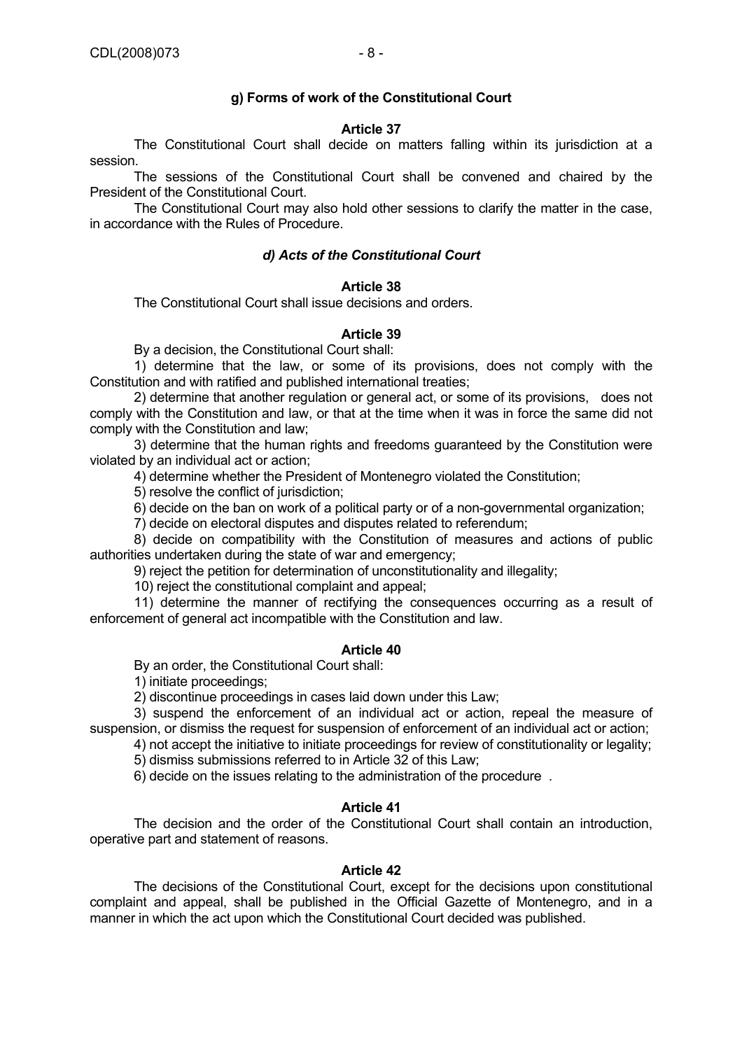### g) Forms of work of the Constitutional Court

**Article 37**

The Constitutional Court shall decide on matters falling within its jurisdiction at a session.

The sessions of the Constitutional Court shall be convened and chaired by the President of the Constitutional Court.

The Constitutional Court may also hold other sessions to clarify the matter in the case, in accordance with the Rules of Procedure.

### *d) Acts of the Constitutional Court*

**Article 38**

The Constitutional Court shall issue decisions and orders.

**Article 39**

By a decision, the Constitutional Court shall:

1) determine that the law, or some of its provisions, does not comply with the Constitution and with ratified and published international treaties;

2) determine that another regulation or general act, or some of its provisions, does not comply with the Constitution and law, or that at the time when it was in force the same did not comply with the Constitution and law;

3) determine that the human rights and freedoms guaranteed by the Constitution were violated by an individual act or action;

4) determine whether the President of Montenegro violated the Constitution;

5) resolve the conflict of jurisdiction;

6) decide on the ban on work of a political party or of a non-governmental organization;

7) decide on electoral disputes and disputes related to referendum;

8) decide on compatibility with the Constitution of measures and actions of public authorities undertaken during the state of war and emergency;

9) reject the petition for determination of unconstitutionality and illegality;

10) reject the constitutional complaint and appeal;

11) determine the manner of rectifying the consequences occurring as a result of enforcement of general act incompatible with the Constitution and law.

**Article 40**

By an order, the Constitutional Court shall:

1) initiate proceedings;

2) discontinue proceedings in cases laid down under this Law;

3) suspend the enforcement of an individual act or action, repeal the measure of suspension, or dismiss the request for suspension of enforcement of an individual act or action;

4) not accept the initiative to initiate proceedings for review of constitutionality or legality;

5) dismiss submissions referred to in Article 32 of this Law;

6) decide on the issues relating to the administration of the procedure .

**Article 41**

The decision and the order of the Constitutional Court shall contain an introduction, operative part and statement of reasons.

**Article 42**

The decisions of the Constitutional Court, except for the decisions upon constitutional complaint and appeal, shall be published in the Official Gazette of Montenegro, and in a manner in which the act upon which the Constitutional Court decided was published.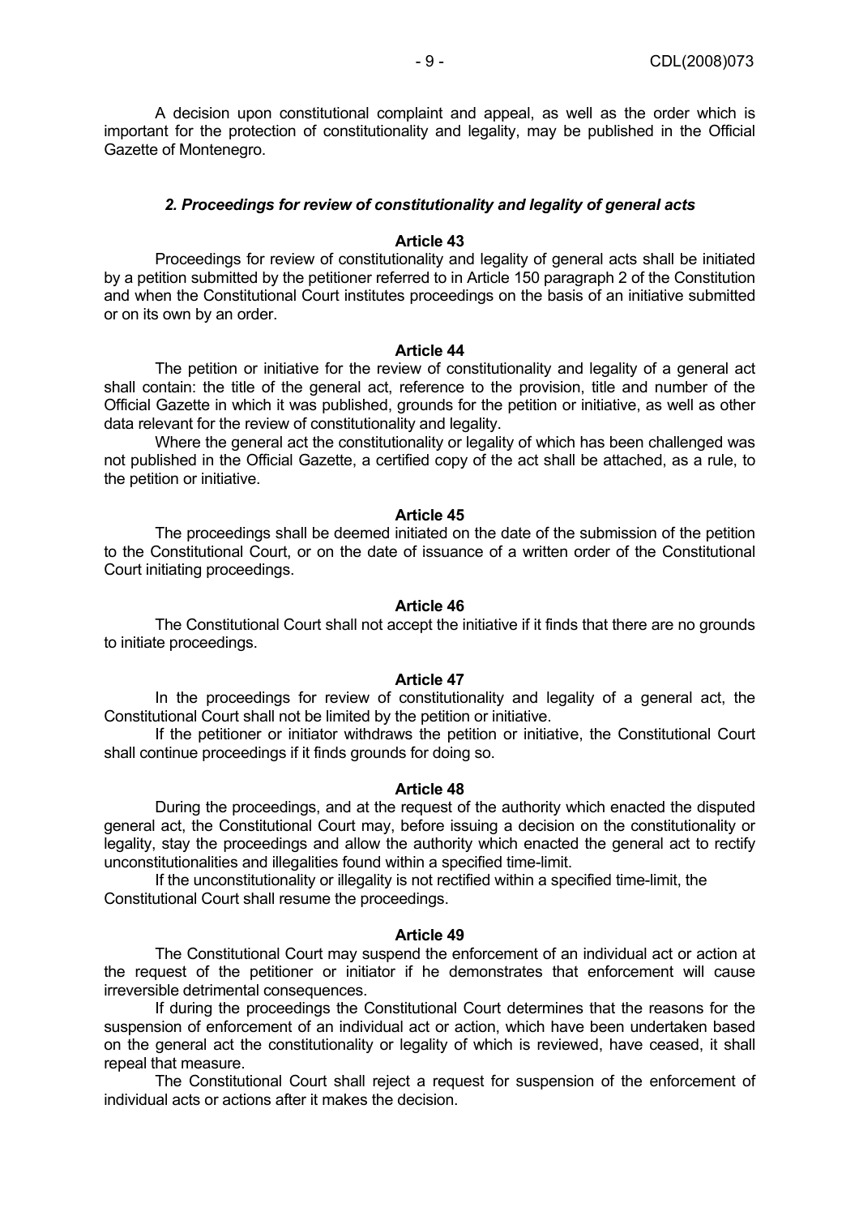A decision upon constitutional complaint and appeal, as well as the order which is important for the protection of constitutionality and legality, may be published in the Official Gazette of Montenegro.

### *2. Proceedings for review of constitutionality and legality of general acts*

**Article 43**

Proceedings for review of constitutionality and legality of general acts shall be initiated by a petition submitted by the petitioner referred to in Article 150 paragraph 2 of the Constitution and when the Constitutional Court institutes proceedings on the basis of an initiative submitted or on its own by an order.

**Article 44**

The petition or initiative for the review of constitutionality and legality of a general act shall contain: the title of the general act, reference to the provision, title and number of the Official Gazette in which it was published, grounds for the petition or initiative, as well as other data relevant for the review of constitutionality and legality.

Where the general act the constitutionality or legality of which has been challenged was not published in the Official Gazette, a certified copy of the act shall be attached, as a rule, to the petition or initiative.

**Article 45**

The proceedings shall be deemed initiated on the date of the submission of the petition to the Constitutional Court, or on the date of issuance of a written order of the Constitutional Court initiating proceedings.

**Article 46**

The Constitutional Court shall not accept the initiative if it finds that there are no grounds to initiate proceedings.

**Article 47**

In the proceedings for review of constitutionality and legality of a general act, the Constitutional Court shall not be limited by the petition or initiative.

If the petitioner or initiator withdraws the petition or initiative, the Constitutional Court shall continue proceedings if it finds grounds for doing so.

**Article 48**

During the proceedings, and at the request of the authority which enacted the disputed general act, the Constitutional Court may, before issuing a decision on the constitutionality or legality, stay the proceedings and allow the authority which enacted the general act to rectify unconstitutionalities and illegalities found within a specified time-limit.

If the unconstitutionality or illegality is not rectified within a specified time-limit, the Constitutional Court shall resume the proceedings.

**Article 49**

The Constitutional Court may suspend the enforcement of an individual act or action at the request of the petitioner or initiator if he demonstrates that enforcement will cause irreversible detrimental consequences.

If during the proceedings the Constitutional Court determines that the reasons for the suspension of enforcement of an individual act or action, which have been undertaken based on the general act the constitutionality or legality of which is reviewed, have ceased, it shall repeal that measure.

The Constitutional Court shall reject a request for suspension of the enforcement of individual acts or actions after it makes the decision.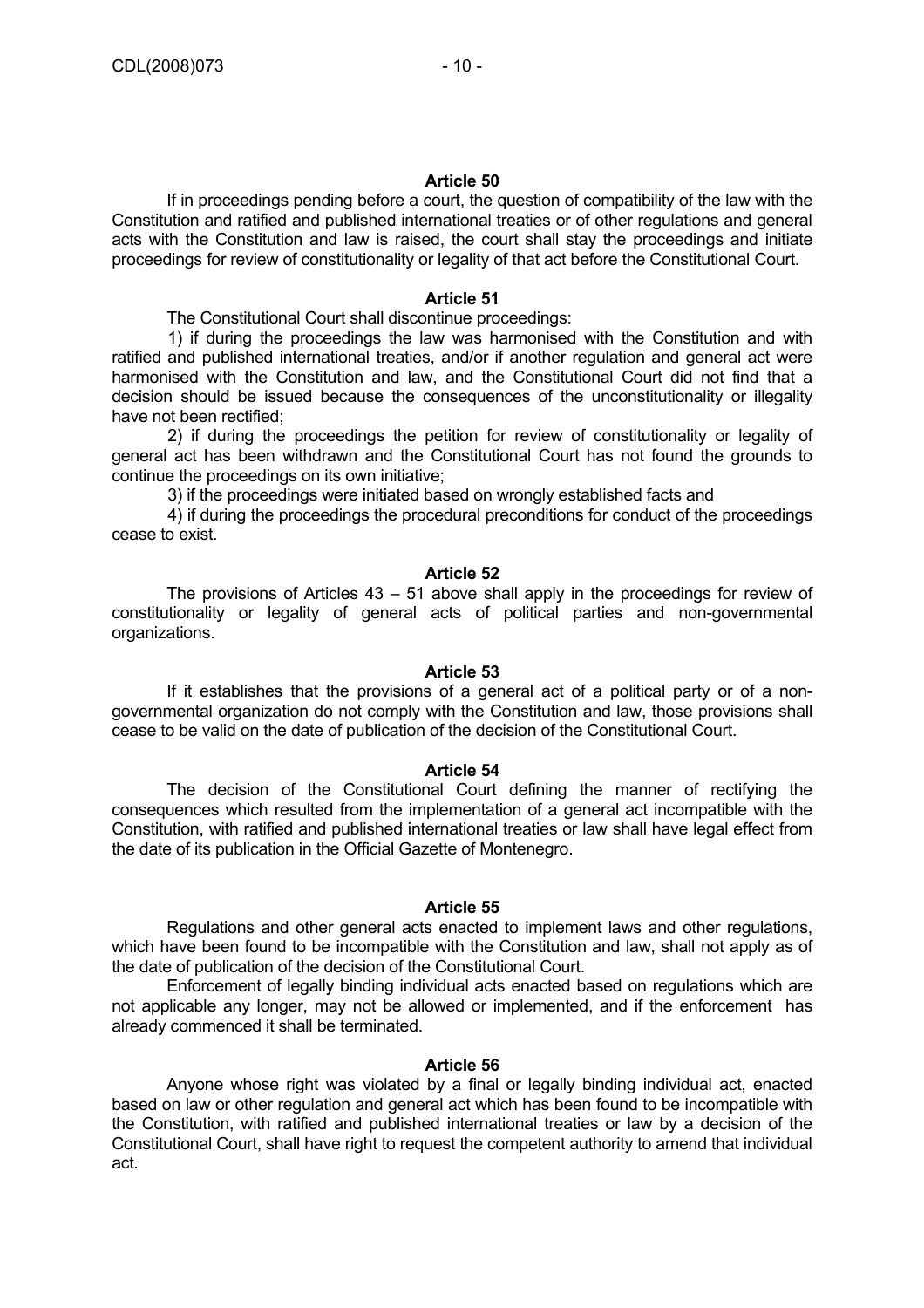**Article 50**

If in proceedings pending before a court, the question of compatibility of the law with the Constitution and ratified and published international treaties or of other regulations and general acts with the Constitution and law is raised, the court shall stay the proceedings and initiate proceedings for review of constitutionality or legality of that act before the Constitutional Court.

**Article 51**

The Constitutional Court shall discontinue proceedings:

1) if during the proceedings the law was harmonised with the Constitution and with ratified and published international treaties, and/or if another regulation and general act were harmonised with the Constitution and law, and the Constitutional Court did not find that a decision should be issued because the consequences of the unconstitutionality or illegality have not been rectified;

2) if during the proceedings the petition for review of constitutionality or legality of general act has been withdrawn and the Constitutional Court has not found the grounds to continue the proceedings on its own initiative;

3) if the proceedings were initiated based on wrongly established facts and

4) if during the proceedings the procedural preconditions for conduct of the proceedings cease to exist.

**Article 52**

The provisions of Articles 43 – 51 above shall apply in the proceedings for review of constitutionality or legality of general acts of political parties and non-governmental organizations.

**Article 53**

If it establishes that the provisions of a general act of a political party or of a non-governmental organization do not comply with the Constitution and law, those provisions shall cease to be valid on the date of publication of the decision of the Constitutional Court.

**Article 54**

The decision of the Constitutional Court defining the manner of rectifying the consequences which resulted from the implementation of a general act incompatible with the Constitution, with ratified and published international treaties or law shall have legal effect from the date of its publication in the Official Gazette of Montenegro.

**Article 55**

Regulations and other general acts enacted to implement laws and other regulations, which have been found to be incompatible with the Constitution and law, shall not apply as of the date of publication of the decision of the Constitutional Court.

Enforcement of legally binding individual acts enacted based on regulations which are not applicable any longer, may not be allowed or implemented, and if the enforcement has already commenced it shall be terminated.

**Article 56**

Anyone whose right was violated by a final or legally binding individual act, enacted based on law or other regulation and general act which has been found to be incompatible with the Constitution, with ratified and published international treaties or law by a decision of the Constitutional Court, shall have right to request the competent authority to amend that individual act.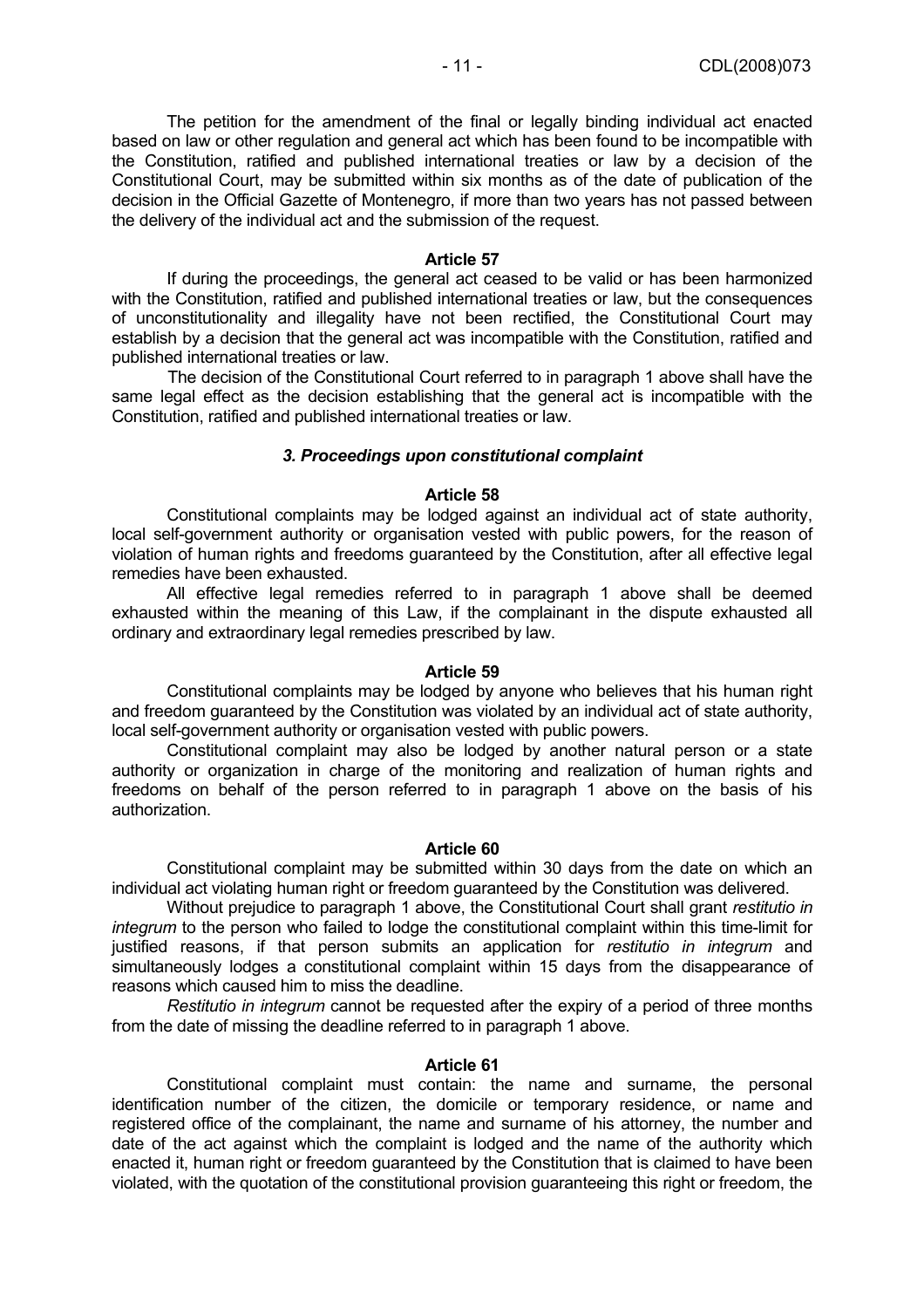The petition for the amendment of the final or legally binding individual act enacted based on law or other regulation and general act which has been found to be incompatible with the Constitution, ratified and published international treaties or law by a decision of the Constitutional Court, may be submitted within six months as of the date of publication of the decision in the Official Gazette of Montenegro, if more than two years has not passed between the delivery of the individual act and the submission of the request.

**Article 57**

If during the proceedings, the general act ceased to be valid or has been harmonized with the Constitution, ratified and published international treaties or law, but the consequences of unconstitutionality and illegality have not been rectified, the Constitutional Court may establish by a decision that the general act was incompatible with the Constitution, ratified and published international treaties or law.

The decision of the Constitutional Court referred to in paragraph 1 above shall have the same legal effect as the decision establishing that the general act is incompatible with the Constitution, ratified and published international treaties or law.

### *3. Proceedings upon constitutional complaint*

**Article 58**

Constitutional complaints may be lodged against an individual act of state authority, local self-government authority or organisation vested with public powers, for the reason of violation of human rights and freedoms guaranteed by the Constitution, after all effective legal remedies have been exhausted.

All effective legal remedies referred to in paragraph 1 above shall be deemed exhausted within the meaning of this Law, if the complainant in the dispute exhausted all ordinary and extraordinary legal remedies prescribed by law.

**Article 59**

Constitutional complaints may be lodged by anyone who believes that his human right and freedom guaranteed by the Constitution was violated by an individual act of state authority, local self-government authority or organisation vested with public powers.

Constitutional complaint may also be lodged by another natural person or a state authority or organization in charge of the monitoring and realization of human rights and freedoms on behalf of the person referred to in paragraph 1 above on the basis of his authorization.

**Article 60**

Constitutional complaint may be submitted within 30 days from the date on which an individual act violating human right or freedom guaranteed by the Constitution was delivered.

Without prejudice to paragraph 1 above, the Constitutional Court shall grant *restitutio in integrum* to the person who failed to lodge the constitutional complaint within this time-limit for justified reasons, if that person submits an application for *restitutio in integrum* and simultaneously lodges a constitutional complaint within 15 days from the disappearance of reasons which caused him to miss the deadline.

*Restitutio in integrum* cannot be requested after the expiry of a period of three months from the date of missing the deadline referred to in paragraph 1 above.

**Article 61**

Constitutional complaint must contain: the name and surname, the personal identification number of the citizen, the domicile or temporary residence, or name and registered office of the complainant, the name and surname of his attorney, the number and date of the act against which the complaint is lodged and the name of the authority which enacted it, human right or freedom guaranteed by the Constitution that is claimed to have been violated, with the quotation of the constitutional provision guaranteeing this right or freedom, the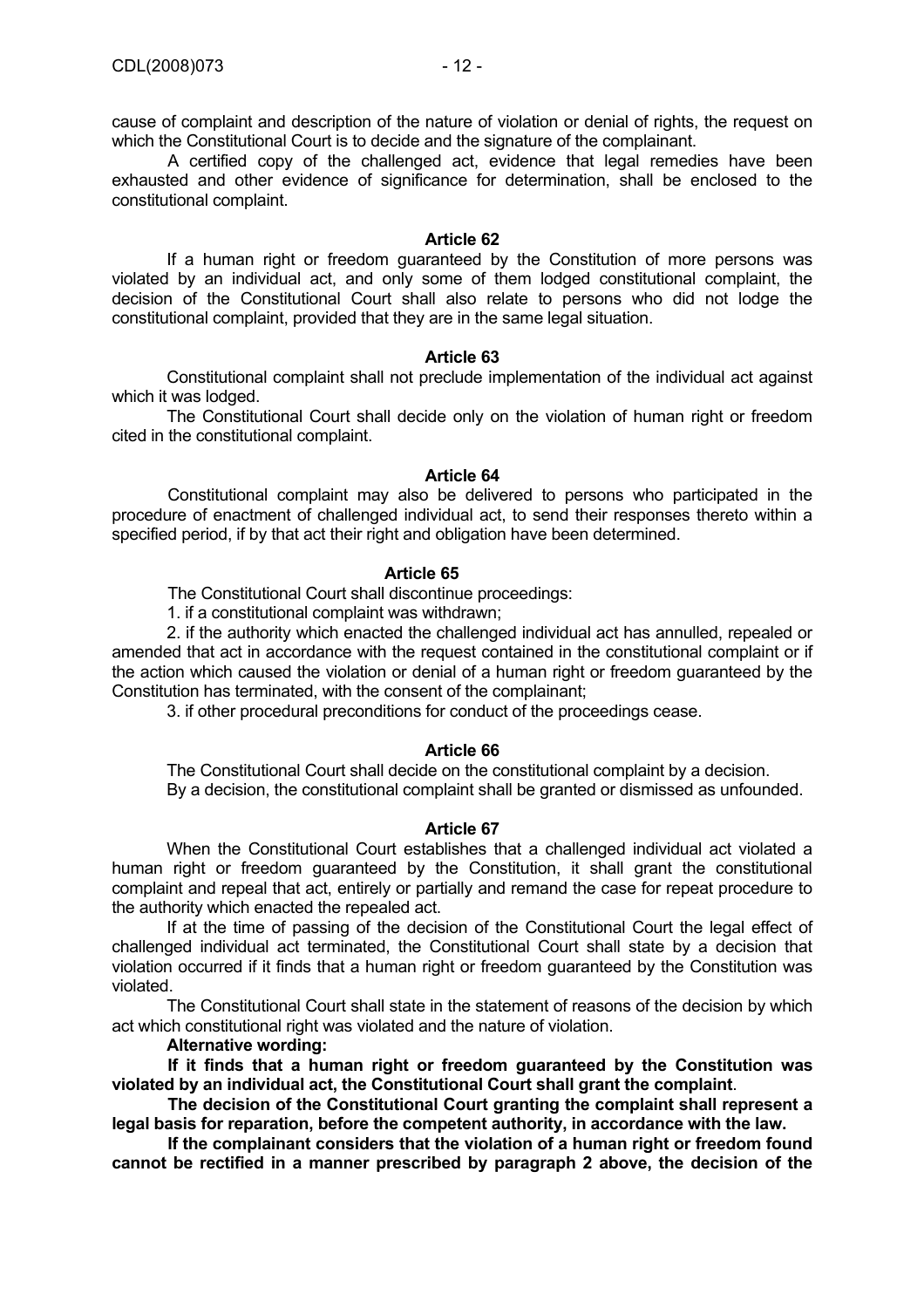cause of complaint and description of the nature of violation or denial of rights, the request on which the Constitutional Court is to decide and the signature of the complainant.

A certified copy of the challenged act, evidence that legal remedies have been exhausted and other evidence of significance for determination, shall be enclosed to the constitutional complaint.

**Article 62**

If a human right or freedom guaranteed by the Constitution of more persons was violated by an individual act, and only some of them lodged constitutional complaint, the decision of the Constitutional Court shall also relate to persons who did not lodge the constitutional complaint, provided that they are in the same legal situation.

**Article 63**

Constitutional complaint shall not preclude implementation of the individual act against which it was lodged.

The Constitutional Court shall decide only on the violation of human right or freedom cited in the constitutional complaint.

**Article 64**

Constitutional complaint may also be delivered to persons who participated in the procedure of enactment of challenged individual act, to send their responses thereto within a specified period, if by that act their right and obligation have been determined.

**Article 65**

The Constitutional Court shall discontinue proceedings:

1. if a constitutional complaint was withdrawn;

2. if the authority which enacted the challenged individual act has annulled, repealed or amended that act in accordance with the request contained in the constitutional complaint or if the action which caused the violation or denial of a human right or freedom guaranteed by the Constitution has terminated, with the consent of the complainant;

3. if other procedural preconditions for conduct of the proceedings cease.

**Article 66**

The Constitutional Court shall decide on the constitutional complaint by a decision.

By a decision, the constitutional complaint shall be granted or dismissed as unfounded.

**Article 67**

When the Constitutional Court establishes that a challenged individual act violated a human right or freedom guaranteed by the Constitution, it shall grant the constitutional complaint and repeal that act, entirely or partially and remand the case for repeat procedure to the authority which enacted the repealed act.

If at the time of passing of the decision of the Constitutional Court the legal effect of challenged individual act terminated, the Constitutional Court shall state by a decision that violation occurred if it finds that a human right or freedom guaranteed by the Constitution was violated.

The Constitutional Court shall state in the statement of reasons of the decision by which act which constitutional right was violated and the nature of violation.

**Alternative wording:**

**If it finds that a human right or freedom guaranteed by the Constitution was violated by an individual act, the Constitutional Court shall grant the complaint**.

**The decision of the Constitutional Court granting the complaint shall represent a legal basis for reparation, before the competent authority, in accordance with the law.**

**If the complainant considers that the violation of a human right or freedom found cannot be rectified in a manner prescribed by paragraph 2 above, the decision of the**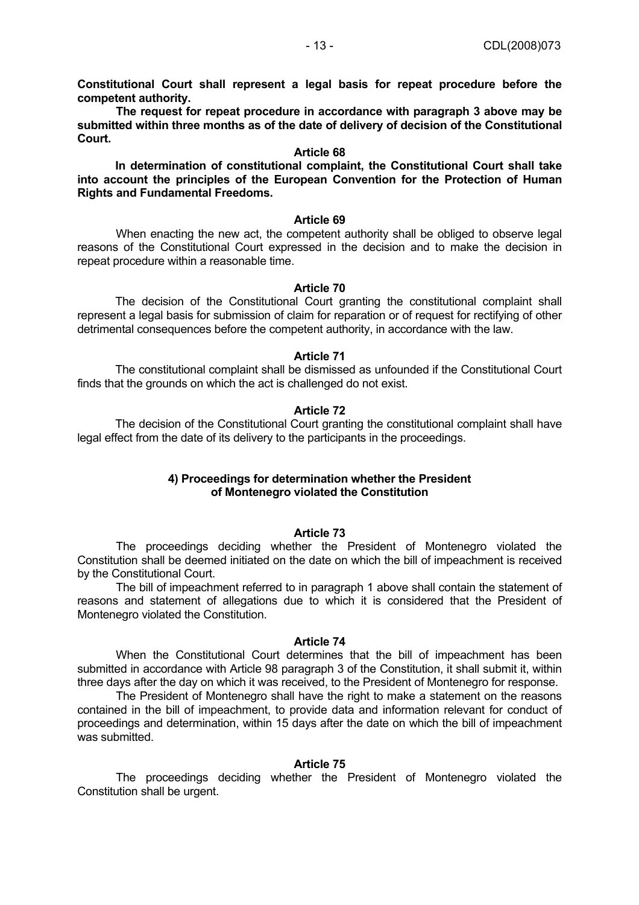**Constitutional Court shall represent a legal basis for repeat procedure before the competent authority.**

**The request for repeat procedure in accordance with paragraph 3 above may be submitted within three months as of the date of delivery of decision of the Constitutional Court.**

**Article 68**

**In determination of constitutional complaint, the Constitutional Court shall take into account the principles of the European Convention for the Protection of Human Rights and Fundamental Freedoms.**

**Article 69**

When enacting the new act, the competent authority shall be obliged to observe legal reasons of the Constitutional Court expressed in the decision and to make the decision in repeat procedure within a reasonable time.

**Article 70**

The decision of the Constitutional Court granting the constitutional complaint shall represent a legal basis for submission of claim for reparation or of request for rectifying of other detrimental consequences before the competent authority, in accordance with the law.

**Article 71**

The constitutional complaint shall be dismissed as unfounded if the Constitutional Court finds that the grounds on which the act is challenged do not exist.

**Article 72**

The decision of the Constitutional Court granting the constitutional complaint shall have legal effect from the date of its delivery to the participants in the proceedings.

### 4) Proceedings for determination whether the President of Montenegro violated the Constitution

**Article 73**

The proceedings deciding whether the President of Montenegro violated the Constitution shall be deemed initiated on the date on which the bill of impeachment is received by the Constitutional Court.

The bill of impeachment referred to in paragraph 1 above shall contain the statement of reasons and statement of allegations due to which it is considered that the President of Montenegro violated the Constitution.

**Article 74**

When the Constitutional Court determines that the bill of impeachment has been submitted in accordance with Article 98 paragraph 3 of the Constitution, it shall submit it, within three days after the day on which it was received, to the President of Montenegro for response.

The President of Montenegro shall have the right to make a statement on the reasons contained in the bill of impeachment, to provide data and information relevant for conduct of proceedings and determination, within 15 days after the date on which the bill of impeachment was submitted.

**Article 75**

The proceedings deciding whether the President of Montenegro violated the Constitution shall be urgent.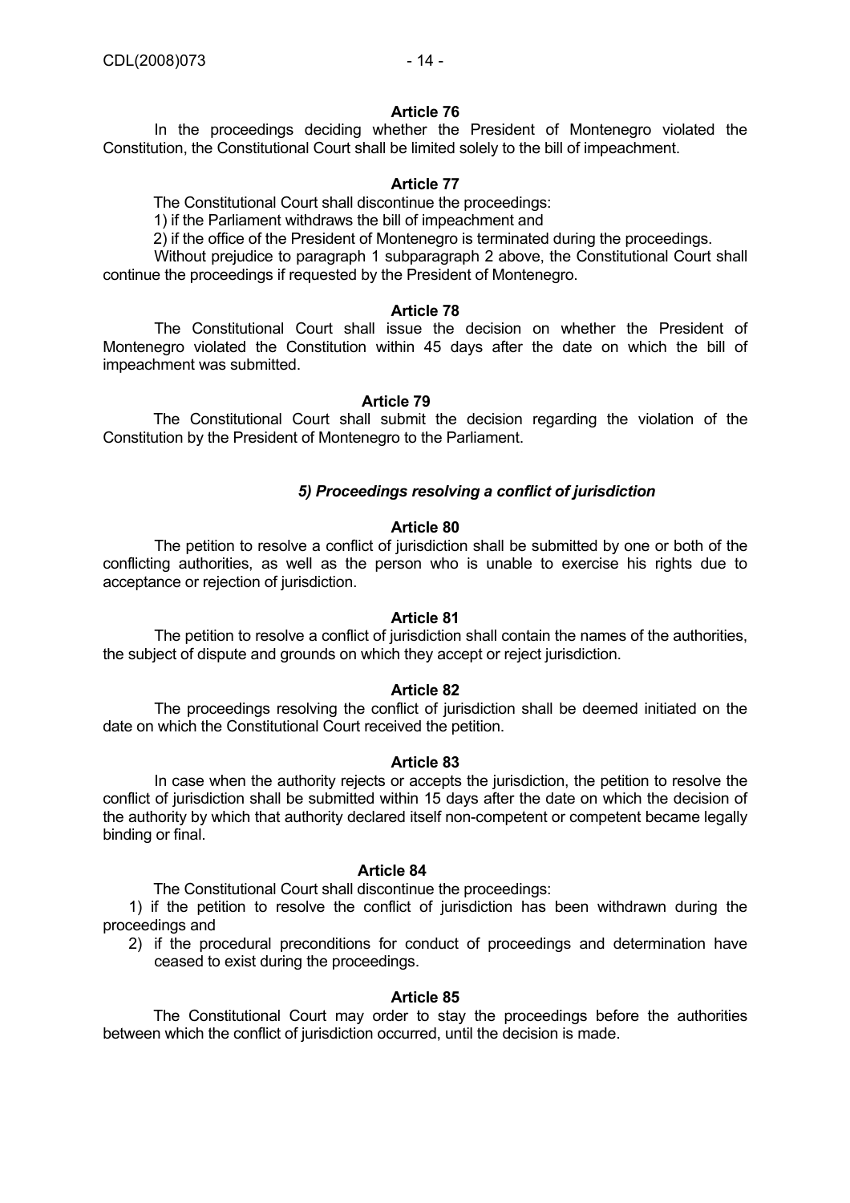**Article 76**

In the proceedings deciding whether the President of Montenegro violated the Constitution, the Constitutional Court shall be limited solely to the bill of impeachment.

**Article 77**

The Constitutional Court shall discontinue the proceedings:

1) if the Parliament withdraws the bill of impeachment and

2) if the office of the President of Montenegro is terminated during the proceedings.

Without prejudice to paragraph 1 subparagraph 2 above, the Constitutional Court shall continue the proceedings if requested by the President of Montenegro.

**Article 78**

The Constitutional Court shall issue the decision on whether the President of Montenegro violated the Constitution within 45 days after the date on which the bill of impeachment was submitted.

**Article 79**

The Constitutional Court shall submit the decision regarding the violation of the Constitution by the President of Montenegro to the Parliament.

***5) Proceedings resolving a conflict of jurisdiction***

**Article 80**

The petition to resolve a conflict of jurisdiction shall be submitted by one or both of the conflicting authorities, as well as the person who is unable to exercise his rights due to acceptance or rejection of jurisdiction.

**Article 81**

The petition to resolve a conflict of jurisdiction shall contain the names of the authorities, the subject of dispute and grounds on which they accept or reject jurisdiction.

**Article 82**

The proceedings resolving the conflict of jurisdiction shall be deemed initiated on the date on which the Constitutional Court received the petition.

**Article 83**

In case when the authority rejects or accepts the jurisdiction, the petition to resolve the conflict of jurisdiction shall be submitted within 15 days after the date on which the decision of the authority by which that authority declared itself non-competent or competent became legally binding or final.

**Article 84**

The Constitutional Court shall discontinue the proceedings:

1) if the petition to resolve the conflict of jurisdiction has been withdrawn during the proceedings and

2) if the procedural preconditions for conduct of proceedings and determination have ceased to exist during the proceedings.

**Article 85**

The Constitutional Court may order to stay the proceedings before the authorities between which the conflict of jurisdiction occurred, until the decision is made.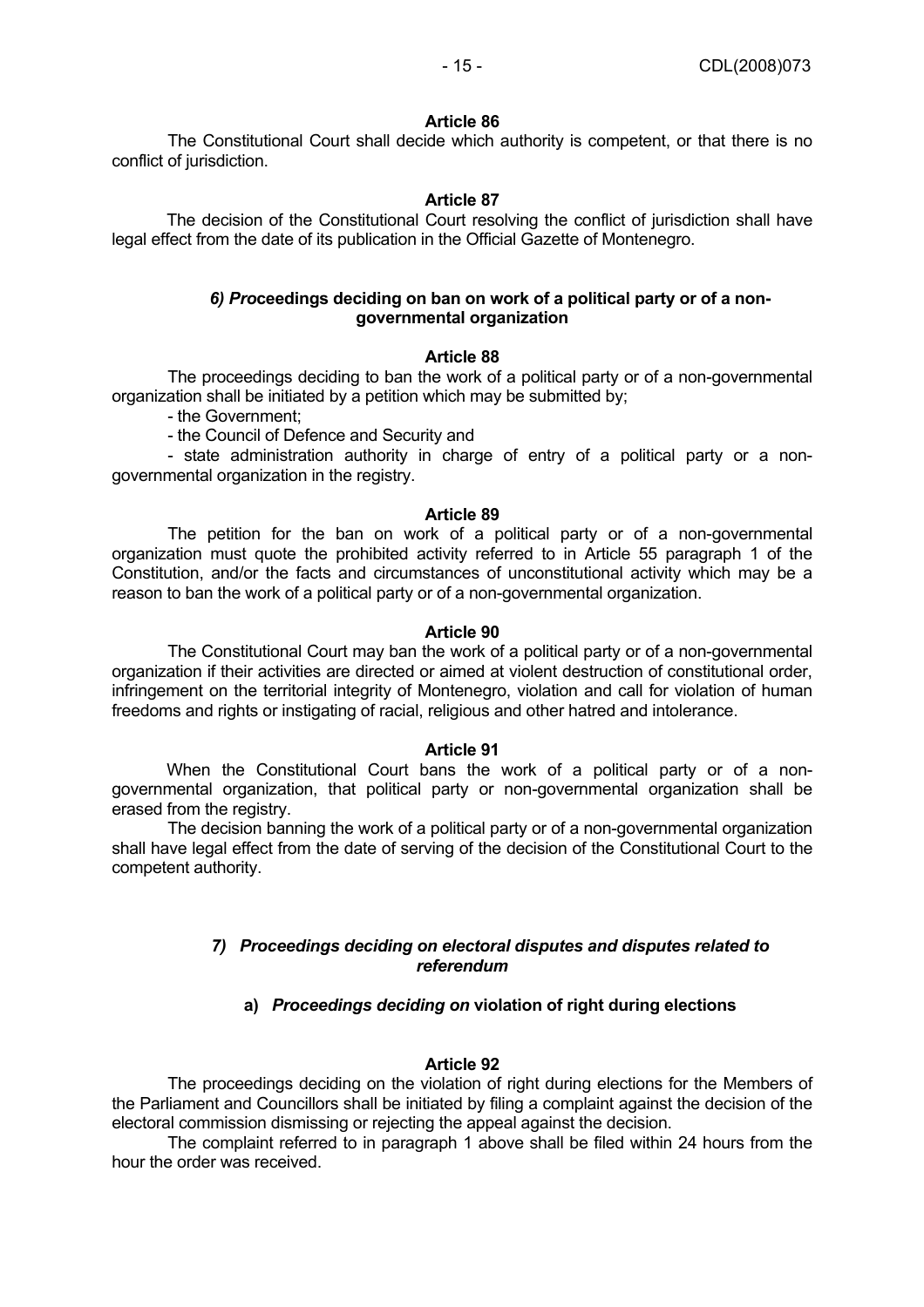**Article 86**

The Constitutional Court shall decide which authority is competent, or that there is no conflict of jurisdiction.

**Article 87**

The decision of the Constitutional Court resolving the conflict of jurisdiction shall have legal effect from the date of its publication in the Official Gazette of Montenegro.

### *6) Pro*ceedings deciding on ban on work of a political party or of a non-governmental organization

**Article 88**

The proceedings deciding to ban the work of a political party or of a non-governmental organization shall be initiated by a petition which may be submitted by;

- the Government;
- the Council of Defence and Security and
- state administration authority in charge of entry of a political party or a non-governmental organization in the registry.

**Article 89**

The petition for the ban on work of a political party or of a non-governmental organization must quote the prohibited activity referred to in Article 55 paragraph 1 of the Constitution, and/or the facts and circumstances of unconstitutional activity which may be a reason to ban the work of a political party or of a non-governmental organization.

**Article 90**

The Constitutional Court may ban the work of a political party or of a non-governmental organization if their activities are directed or aimed at violent destruction of constitutional order, infringement on the territorial integrity of Montenegro, violation and call for violation of human freedoms and rights or instigating of racial, religious and other hatred and intolerance.

**Article 91**

When the Constitutional Court bans the work of a political party or of a non-governmental organization, that political party or non-governmental organization shall be erased from the registry.

The decision banning the work of a political party or of a non-governmental organization shall have legal effect from the date of serving of the decision of the Constitutional Court to the competent authority.

### *7) Proceedings deciding on electoral disputes and disputes related to referendum*

#### a) *Proceedings deciding on* violation of right during elections

**Article 92**

The proceedings deciding on the violation of right during elections for the Members of the Parliament and Councillors shall be initiated by filing a complaint against the decision of the electoral commission dismissing or rejecting the appeal against the decision.

The complaint referred to in paragraph 1 above shall be filed within 24 hours from the hour the order was received.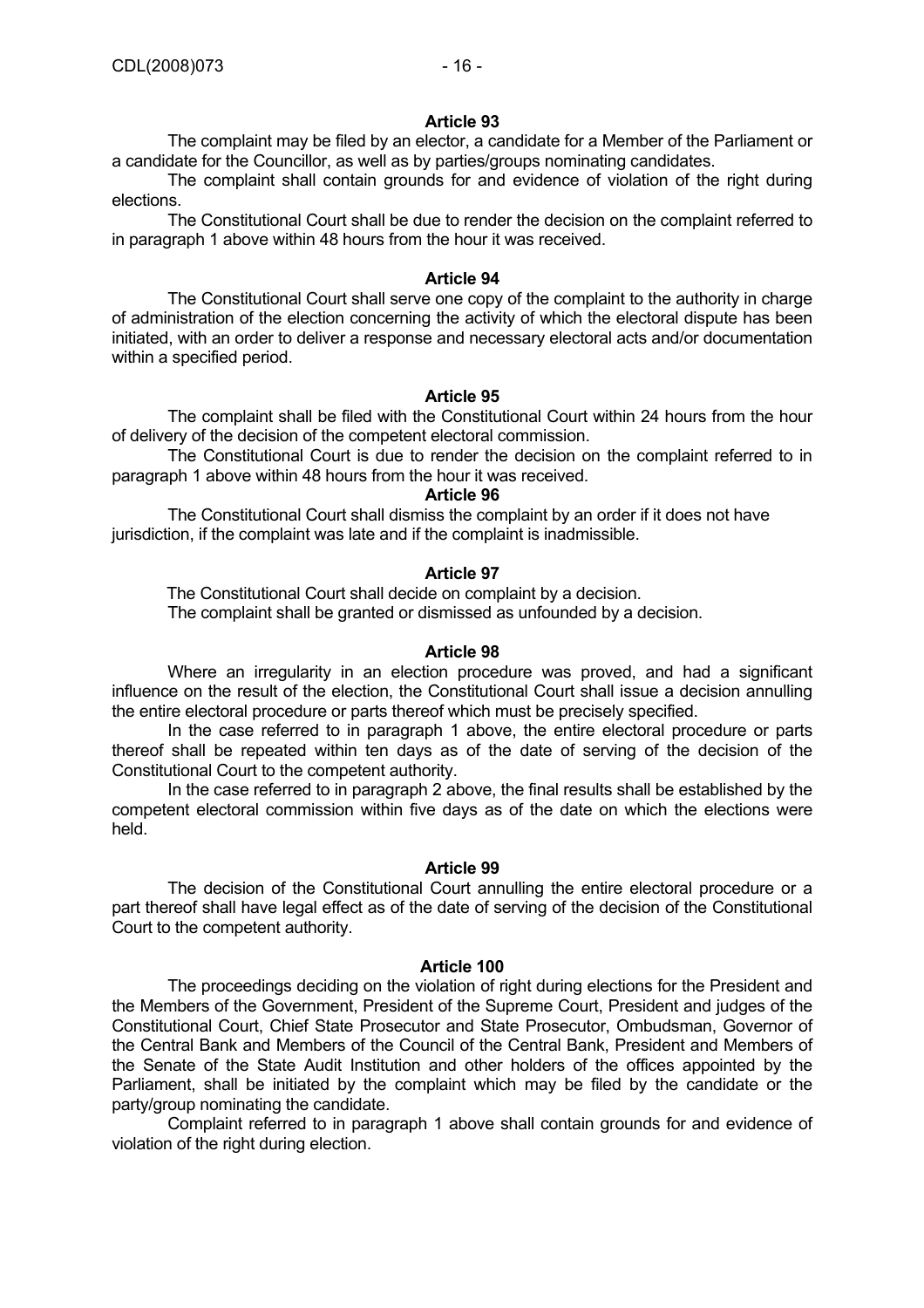**Article 93**

The complaint may be filed by an elector, a candidate for a Member of the Parliament or a candidate for the Councillor, as well as by parties/groups nominating candidates.

The complaint shall contain grounds for and evidence of violation of the right during elections.

The Constitutional Court shall be due to render the decision on the complaint referred to in paragraph 1 above within 48 hours from the hour it was received.

**Article 94**

The Constitutional Court shall serve one copy of the complaint to the authority in charge of administration of the election concerning the activity of which the electoral dispute has been initiated, with an order to deliver a response and necessary electoral acts and/or documentation within a specified period.

**Article 95**

The complaint shall be filed with the Constitutional Court within 24 hours from the hour of delivery of the decision of the competent electoral commission.

The Constitutional Court is due to render the decision on the complaint referred to in paragraph 1 above within 48 hours from the hour it was received.

**Article 96**

The Constitutional Court shall dismiss the complaint by an order if it does not have jurisdiction, if the complaint was late and if the complaint is inadmissible.

**Article 97**

The Constitutional Court shall decide on complaint by a decision.

The complaint shall be granted or dismissed as unfounded by a decision.

**Article 98**

Where an irregularity in an election procedure was proved, and had a significant influence on the result of the election, the Constitutional Court shall issue a decision annulling the entire electoral procedure or parts thereof which must be precisely specified.

In the case referred to in paragraph 1 above, the entire electoral procedure or parts thereof shall be repeated within ten days as of the date of serving of the decision of the Constitutional Court to the competent authority.

In the case referred to in paragraph 2 above, the final results shall be established by the competent electoral commission within five days as of the date on which the elections were held.

**Article 99**

The decision of the Constitutional Court annulling the entire electoral procedure or a part thereof shall have legal effect as of the date of serving of the decision of the Constitutional Court to the competent authority.

**Article 100**

The proceedings deciding on the violation of right during elections for the President and the Members of the Government, President of the Supreme Court, President and judges of the Constitutional Court, Chief State Prosecutor and State Prosecutor, Ombudsman, Governor of the Central Bank and Members of the Council of the Central Bank, President and Members of the Senate of the State Audit Institution and other holders of the offices appointed by the Parliament, shall be initiated by the complaint which may be filed by the candidate or the party/group nominating the candidate.

Complaint referred to in paragraph 1 above shall contain grounds for and evidence of violation of the right during election.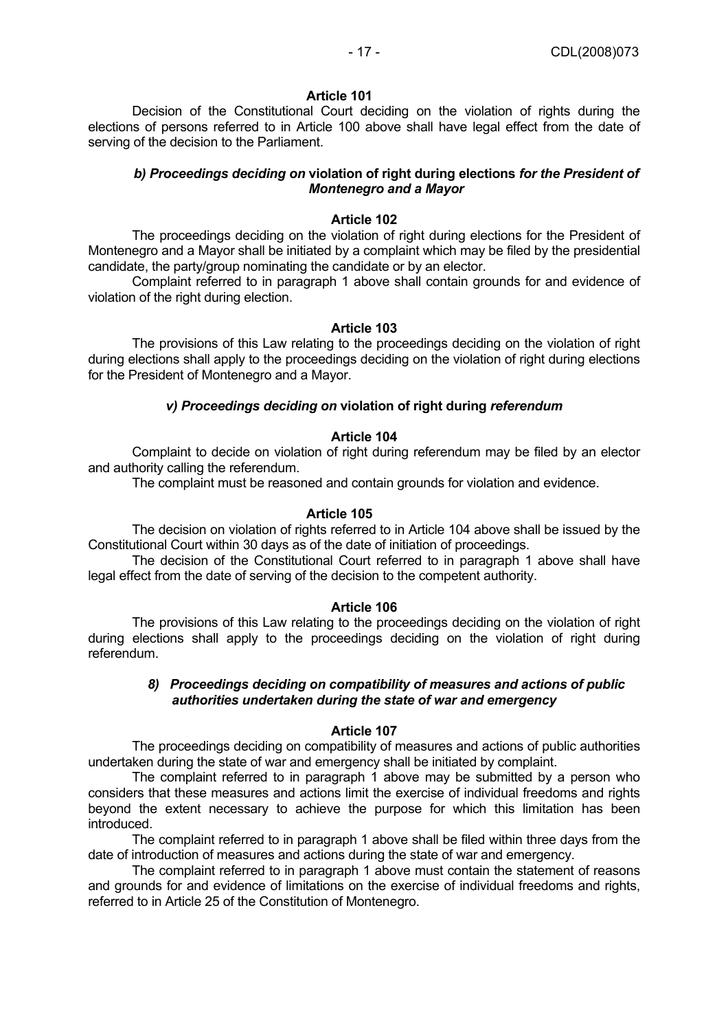#### Article 101

Decision of the Constitutional Court deciding on the violation of rights during the elections of persons referred to in Article 100 above shall have legal effect from the date of serving of the decision to the Parliament.

### *b) Proceedings deciding on* **violation of right during elections** *for the President of Montenegro and a Mayor*

#### Article 102

The proceedings deciding on the violation of right during elections for the President of Montenegro and a Mayor shall be initiated by a complaint which may be filed by the presidential candidate, the party/group nominating the candidate or by an elector.

Complaint referred to in paragraph 1 above shall contain grounds for and evidence of violation of the right during election.

#### Article 103

The provisions of this Law relating to the proceedings deciding on the violation of right during elections shall apply to the proceedings deciding on the violation of right during elections for the President of Montenegro and a Mayor.

### *v) Proceedings deciding on* **violation of right during** *referendum*

#### Article 104

Complaint to decide on violation of right during referendum may be filed by an elector and authority calling the referendum.

The complaint must be reasoned and contain grounds for violation and evidence.

#### Article 105

The decision on violation of rights referred to in Article 104 above shall be issued by the Constitutional Court within 30 days as of the date of initiation of proceedings.

The decision of the Constitutional Court referred to in paragraph 1 above shall have legal effect from the date of serving of the decision to the competent authority.

#### Article 106

The provisions of this Law relating to the proceedings deciding on the violation of right during elections shall apply to the proceedings deciding on the violation of right during referendum.

### *8) Proceedings deciding on compatibility of measures and actions of public authorities undertaken during the state of war and emergency*

#### Article 107

The proceedings deciding on compatibility of measures and actions of public authorities undertaken during the state of war and emergency shall be initiated by complaint.

The complaint referred to in paragraph 1 above may be submitted by a person who considers that these measures and actions limit the exercise of individual freedoms and rights beyond the extent necessary to achieve the purpose for which this limitation has been introduced.

The complaint referred to in paragraph 1 above shall be filed within three days from the date of introduction of measures and actions during the state of war and emergency.

The complaint referred to in paragraph 1 above must contain the statement of reasons and grounds for and evidence of limitations on the exercise of individual freedoms and rights, referred to in Article 25 of the Constitution of Montenegro.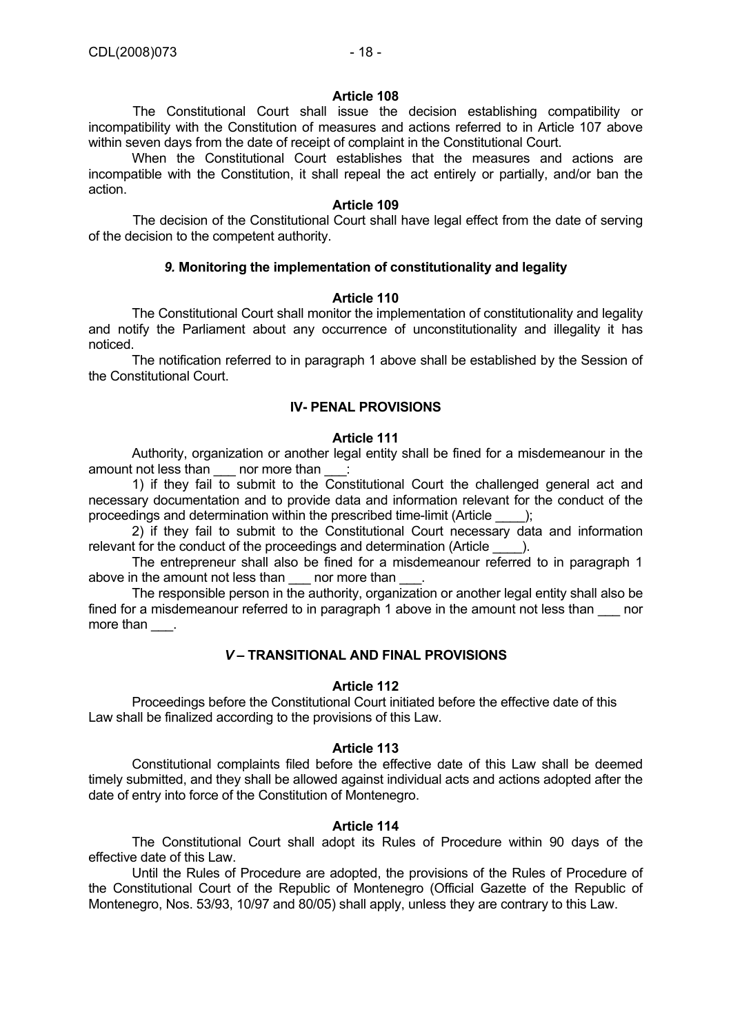**Article 108**

The Constitutional Court shall issue the decision establishing compatibility or incompatibility with the Constitution of measures and actions referred to in Article 107 above within seven days from the date of receipt of complaint in the Constitutional Court.

When the Constitutional Court establishes that the measures and actions are incompatible with the Constitution, it shall repeal the act entirely or partially, and/or ban the action.

**Article 109**

The decision of the Constitutional Court shall have legal effect from the date of serving of the decision to the competent authority.

### *9.* Monitoring the implementation of constitutionality and legality

**Article 110**

The Constitutional Court shall monitor the implementation of constitutionality and legality and notify the Parliament about any occurrence of unconstitutionality and illegality it has noticed.

The notification referred to in paragraph 1 above shall be established by the Session of the Constitutional Court.

## IV- PENAL PROVISIONS

**Article 111**

Authority, organization or another legal entity shall be fined for a misdemeanour in the amount not less than ___ nor more than ___:

1) if they fail to submit to the Constitutional Court the challenged general act and necessary documentation and to provide data and information relevant for the conduct of the proceedings and determination within the prescribed time-limit (Article ____);

2) if they fail to submit to the Constitutional Court necessary data and information relevant for the conduct of the proceedings and determination (Article ____).

The entrepreneur shall also be fined for a misdemeanour referred to in paragraph 1 above in the amount not less than ___ nor more than ___.

The responsible person in the authority, organization or another legal entity shall also be fined for a misdemeanour referred to in paragraph 1 above in the amount not less than ___ nor more than ___.

## *V* – TRANSITIONAL AND FINAL PROVISIONS

**Article 112**

Proceedings before the Constitutional Court initiated before the effective date of this Law shall be finalized according to the provisions of this Law.

**Article 113**

Constitutional complaints filed before the effective date of this Law shall be deemed timely submitted, and they shall be allowed against individual acts and actions adopted after the date of entry into force of the Constitution of Montenegro.

**Article 114**

The Constitutional Court shall adopt its Rules of Procedure within 90 days of the effective date of this Law.

Until the Rules of Procedure are adopted, the provisions of the Rules of Procedure of the Constitutional Court of the Republic of Montenegro (Official Gazette of the Republic of Montenegro, Nos. 53/93, 10/97 and 80/05) shall apply, unless they are contrary to this Law.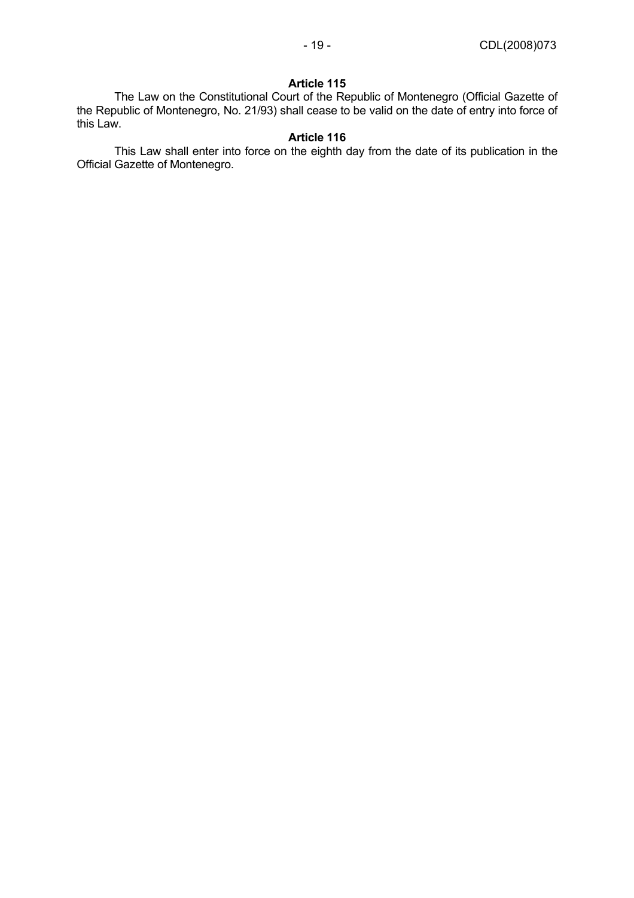**Article 115**

The Law on the Constitutional Court of the Republic of Montenegro (Official Gazette of the Republic of Montenegro, No. 21/93) shall cease to be valid on the date of entry into force of this Law.

**Article 116**

This Law shall enter into force on the eighth day from the date of its publication in the Official Gazette of Montenegro.